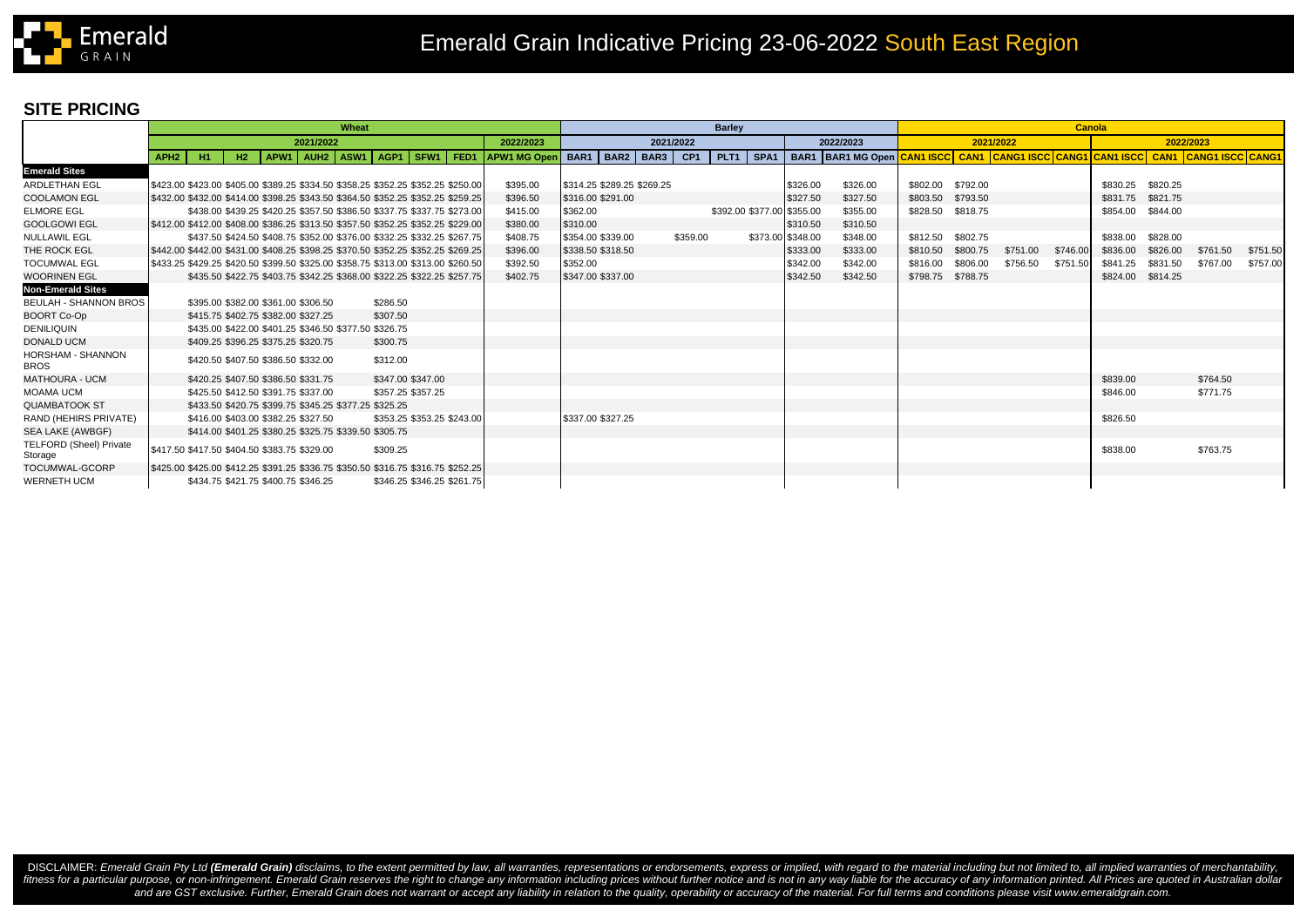# Emerald Grain Indicative Pricing 23-06-2022 South East Region

## SITE PRICING

| | Wheat | | | | | | | | | | Barley | | | | | | | | Canola | | | | | | | |
|---|---|---|---|---|---|---|---|---|---|---|---|---|---|---|---|---|---|---|---|---|---|---|---|---|---|---|
| | 2021/2022 | | | | | | | | | 2022/2023 | 2021/2022 | | | | | | 2022/2023 | | 2021/2022 | | | | 2022/2023 | | | |
| | APH2 | H1 | H2 | APW1 | AUH2 | ASW1 | AGP1 | SFW1 | FED1 | APW1 MG Open | BAR1 | BAR2 | BAR3 | CP1 | PLT1 | SPA1 | BAR1 | BAR1 MG Open | CAN1 ISCC | CAN1 | CANG1 ISCC | CANG1 | CAN1 ISCC | CAN1 | CANG1 ISCC | CANG1 |
| **Emerald Sites** | | | | | | | | | | | | | | | | | | | | | | | | | | |
| ARDLETHAN EGL | $423.00 | $423.00 | $405.00 | $389.25 | $334.50 | $358.25 | $352.25 | $352.25 | $250.00 | $395.00 | $314.25 | $289.25 | $269.25 | | | | $326.00 | $326.00 | $802.00 | $792.00 | | | $830.25 | $820.25 | | |
| COOLAMON EGL | $432.00 | $432.00 | $414.00 | $398.25 | $343.50 | $364.50 | $352.25 | $352.25 | $259.25 | $396.50 | $316.00 | $291.00 | | | | | $327.50 | $327.50 | $803.50 | $793.50 | | | $831.75 | $821.75 | | |
| ELMORE EGL | | $438.00 | $439.25 | $420.25 | $357.50 | $386.50 | $337.75 | $337.75 | $273.00 | $415.00 | $362.00 | | | | $392.00 | $377.00 | $355.00 | $355.00 | $828.50 | $818.75 | | | $854.00 | $844.00 | | |
| GOOLGOWI EGL | $412.00 | $412.00 | $408.00 | $386.25 | $313.50 | $357.50 | $352.25 | $352.25 | $229.00 | $380.00 | $310.00 | | | | | | $310.50 | $310.50 | | | | | | | | |
| NULLAWIL EGL | | $437.50 | $424.50 | $408.75 | $352.00 | $376.00 | $332.25 | $332.25 | $267.75 | $408.75 | $354.00 | $339.00 | | $359.00 | | $373.00 | $348.00 | $348.00 | $812.50 | $802.75 | | | $838.00 | $828.00 | | |
| THE ROCK EGL | $442.00 | $442.00 | $431.00 | $408.25 | $398.25 | $370.50 | $352.25 | $352.25 | $269.25 | $396.00 | $338.50 | $318.50 | | | | | $333.00 | $333.00 | $810.50 | $800.75 | $751.00 | $746.00 | $836.00 | $826.00 | $761.50 | $751.50 |
| TOCUMWAL EGL | $433.25 | $429.25 | $420.50 | $399.50 | $325.00 | $358.75 | $313.00 | $313.00 | $260.50 | $392.50 | $352.00 | | | | | | $342.00 | $342.00 | $816.00 | $806.00 | $756.50 | $751.50 | $841.25 | $831.50 | $767.00 | $757.00 |
| WOORINEN EGL | | $435.50 | $422.75 | $403.75 | $342.25 | $368.00 | $322.25 | $322.25 | $257.75 | $402.75 | $347.00 | $337.00 | | | | | $342.50 | $342.50 | $798.75 | $788.75 | | | $824.00 | $814.25 | | |
| **Non-Emerald Sites** | | | | | | | | | | | | | | | | | | | | | | | | | | |
| BEULAH - SHANNON BROS | | $395.00 | $382.00 | $361.00 | $306.50 | | $286.50 | | | | | | | | | | | | | | | | | | | |
| BOORT Co-Op | | $415.75 | $402.75 | $382.00 | $327.25 | | $307.50 | | | | | | | | | | | | | | | | | | | |
| DENILIQUIN | | $435.00 | $422.00 | $401.25 | $346.50 | $377.50 | $326.75 | | | | | | | | | | | | | | | | | | | |
| DONALD UCM | | $409.25 | $396.25 | $375.25 | $320.75 | | $300.75 | | | | | | | | | | | | | | | | | | | |
| HORSHAM - SHANNON BROS | | $420.50 | $407.50 | $386.50 | $332.00 | | $312.00 | | | | | | | | | | | | | | | | | | | |
| MATHOURA - UCM | | $420.25 | $407.50 | $386.50 | $331.75 | | $347.00 | $347.00 | | | | | | | | | | | | | | | $839.00 | | $764.50 | |
| MOAMA UCM | | $425.50 | $412.50 | $391.75 | $337.00 | | $357.25 | $357.25 | | | | | | | | | | | | | | | $846.00 | | $771.75 | |
| QUAMBATOOK ST | | $433.50 | $420.75 | $399.75 | $345.25 | $377.25 | $325.25 | | | | | | | | | | | | | | | | | | | |
| RAND (HEHIRS PRIVATE) | | $416.00 | $403.00 | $382.25 | $327.50 | | $353.25 | $353.25 | $243.00 | | $337.00 | $327.25 | | | | | | | | | | | $826.50 | | | |
| SEA LAKE (AWBGF) | | $414.00 | $401.25 | $380.25 | $325.75 | $339.50 | $305.75 | | | | | | | | | | | | | | | | | | | |
| TELFORD (Sheel) Private Storage | $417.50 | $417.50 | $404.50 | $383.75 | $329.00 | | $309.25 | | | | | | | | | | | | | | | | $838.00 | | $763.75 | |
| TOCUMWAL-GCORP | $425.00 | $425.00 | $412.25 | $391.25 | $336.75 | $350.50 | $316.75 | $316.75 | $252.25 | | | | | | | | | | | | | | | | | |
| WERNETH UCM | | $434.75 | $421.75 | $400.75 | $346.25 | | $346.25 | $346.25 | $261.75 | | | | | | | | | | | | | | | | | |

DISCLAIMER: *Emerald Grain Pty Ltd **(Emerald Grain)** disclaims, to the extent permitted by law, all warranties, representations or endorsements, express or implied, with regard to the material including but not limited to, all implied warranties of merchantability, fitness for a particular purpose, or non-infringement. Emerald Grain reserves the right to change any information including prices without further notice and is not in any way liable for the accuracy of any information printed. All Prices are quoted in Australian dollar and are GST exclusive. Further, Emerald Grain does not warrant or accept any liability in relation to the quality, operability or accuracy of the material. For full terms and conditions please visit www.emeraldgrain.com.*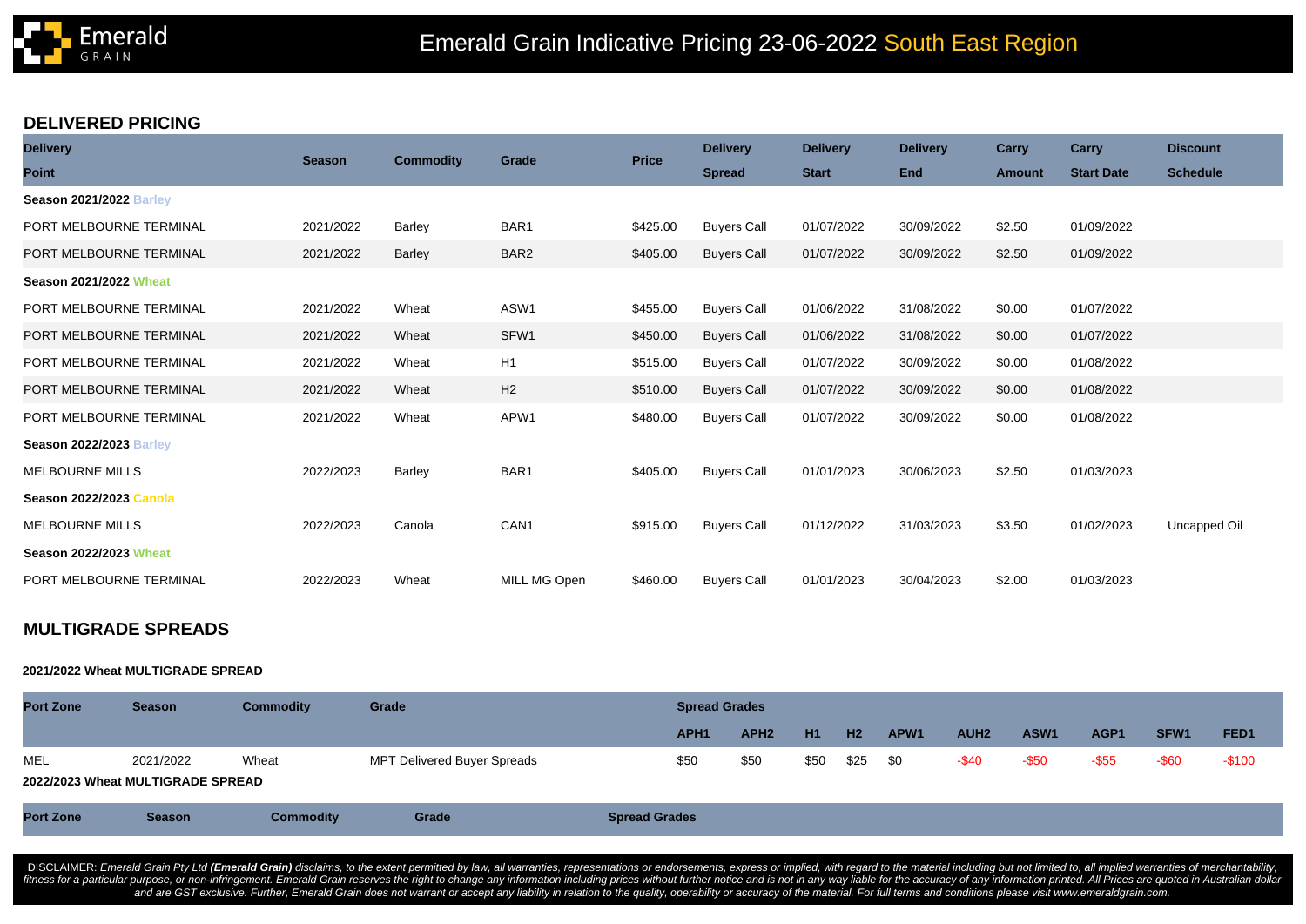# Emerald Grain Indicative Pricing 23-06-2022 South East Region

## DELIVERED PRICING

| Delivery Point | Season | Commodity | Grade | Price | Delivery Spread | Delivery Start | Delivery End | Carry Amount | Carry Start Date | Discount Schedule |
|---|---|---|---|---|---|---|---|---|---|---|
| **Season 2021/2022 Barley** | | | | | | | | | | |
| PORT MELBOURNE TERMINAL | 2021/2022 | Barley | BAR1 | $425.00 | Buyers Call | 01/07/2022 | 30/09/2022 | $2.50 | 01/09/2022 | |
| PORT MELBOURNE TERMINAL | 2021/2022 | Barley | BAR2 | $405.00 | Buyers Call | 01/07/2022 | 30/09/2022 | $2.50 | 01/09/2022 | |
| **Season 2021/2022 Wheat** | | | | | | | | | | |
| PORT MELBOURNE TERMINAL | 2021/2022 | Wheat | ASW1 | $455.00 | Buyers Call | 01/06/2022 | 31/08/2022 | $0.00 | 01/07/2022 | |
| PORT MELBOURNE TERMINAL | 2021/2022 | Wheat | SFW1 | $450.00 | Buyers Call | 01/06/2022 | 31/08/2022 | $0.00 | 01/07/2022 | |
| PORT MELBOURNE TERMINAL | 2021/2022 | Wheat | H1 | $515.00 | Buyers Call | 01/07/2022 | 30/09/2022 | $0.00 | 01/08/2022 | |
| PORT MELBOURNE TERMINAL | 2021/2022 | Wheat | H2 | $510.00 | Buyers Call | 01/07/2022 | 30/09/2022 | $0.00 | 01/08/2022 | |
| PORT MELBOURNE TERMINAL | 2021/2022 | Wheat | APW1 | $480.00 | Buyers Call | 01/07/2022 | 30/09/2022 | $0.00 | 01/08/2022 | |
| **Season 2022/2023 Barley** | | | | | | | | | | |
| MELBOURNE MILLS | 2022/2023 | Barley | BAR1 | $405.00 | Buyers Call | 01/01/2023 | 30/06/2023 | $2.50 | 01/03/2023 | |
| **Season 2022/2023 Canola** | | | | | | | | | | |
| MELBOURNE MILLS | 2022/2023 | Canola | CAN1 | $915.00 | Buyers Call | 01/12/2022 | 31/03/2023 | $3.50 | 01/02/2023 | Uncapped Oil |
| **Season 2022/2023 Wheat** | | | | | | | | | | |
| PORT MELBOURNE TERMINAL | 2022/2023 | Wheat | MILL MG Open | $460.00 | Buyers Call | 01/01/2023 | 30/04/2023 | $2.00 | 01/03/2023 | |

## MULTIGRADE SPREADS

### 2021/2022 Wheat MULTIGRADE SPREAD

| Port Zone | Season | Commodity | Grade | Spread Grades | | | | | | | | | |
|---|---|---|---|---|---|---|---|---|---|---|---|---|---|
| | | | | APH1 | APH2 | H1 | H2 | APW1 | AUH2 | ASW1 | AGP1 | SFW1 | FED1 |
| MEL | 2021/2022 | Wheat | MPT Delivered Buyer Spreads | $50 | $50 | $50 | $25 | $0 | -$40 | -$50 | -$55 | -$60 | -$100 |

### 2022/2023 Wheat MULTIGRADE SPREAD

| Port Zone | Season | Commodity | Grade | Spread Grades |
|---|---|---|---|---|

DISCLAIMER: *Emerald Grain Pty Ltd **(Emerald Grain)** disclaims, to the extent permitted by law, all warranties, representations or endorsements, express or implied, with regard to the material including but not limited to, all implied warranties of merchantability, fitness for a particular purpose, or non-infringement. Emerald Grain reserves the right to change any information including prices without further notice and is not in any way liable for the accuracy of any information printed. All Prices are quoted in Australian dollar and are GST exclusive. Further, Emerald Grain does not warrant or accept any liability in relation to the quality, operability or accuracy of the material. For full terms and conditions please visit www.emeraldgrain.com.*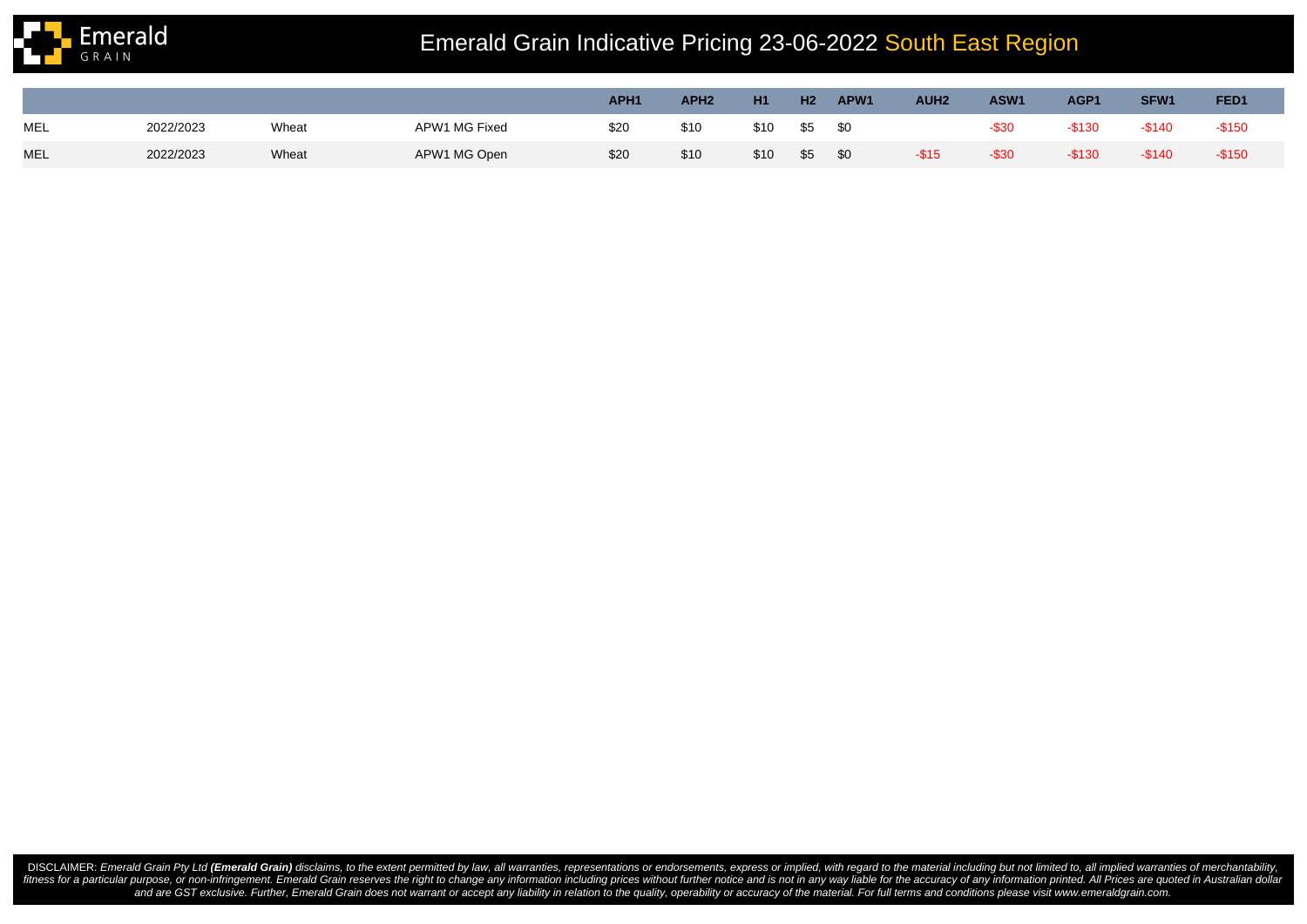# Emerald Grain Indicative Pricing 23-06-2022 South East Region

| | | | | APH1 | APH2 | H1 | H2 | APW1 | AUH2 | ASW1 | AGP1 | SFW1 | FED1 |
|---|---|---|---|---|---|---|---|---|---|---|---|---|---|
| MEL | 2022/2023 | Wheat | APW1 MG Fixed | $20 | $10 | $10 | $5 | $0 | | -$30 | -$130 | -$140 | -$150 |
| MEL | 2022/2023 | Wheat | APW1 MG Open | $20 | $10 | $10 | $5 | $0 | -$15 | -$30 | -$130 | -$140 | -$150 |

DISCLAIMER: *Emerald Grain Pty Ltd **(Emerald Grain)** disclaims, to the extent permitted by law, all warranties, representations or endorsements, express or implied, with regard to the material including but not limited to, all implied warranties of merchantability, fitness for a particular purpose, or non-infringement. Emerald Grain reserves the right to change any information including prices without further notice and is not in any way liable for the accuracy of any information printed. All Prices are quoted in Australian dollar and are GST exclusive. Further, Emerald Grain does not warrant or accept any liability in relation to the quality, operability or accuracy of the material. For full terms and conditions please visit www.emeraldgrain.com.*